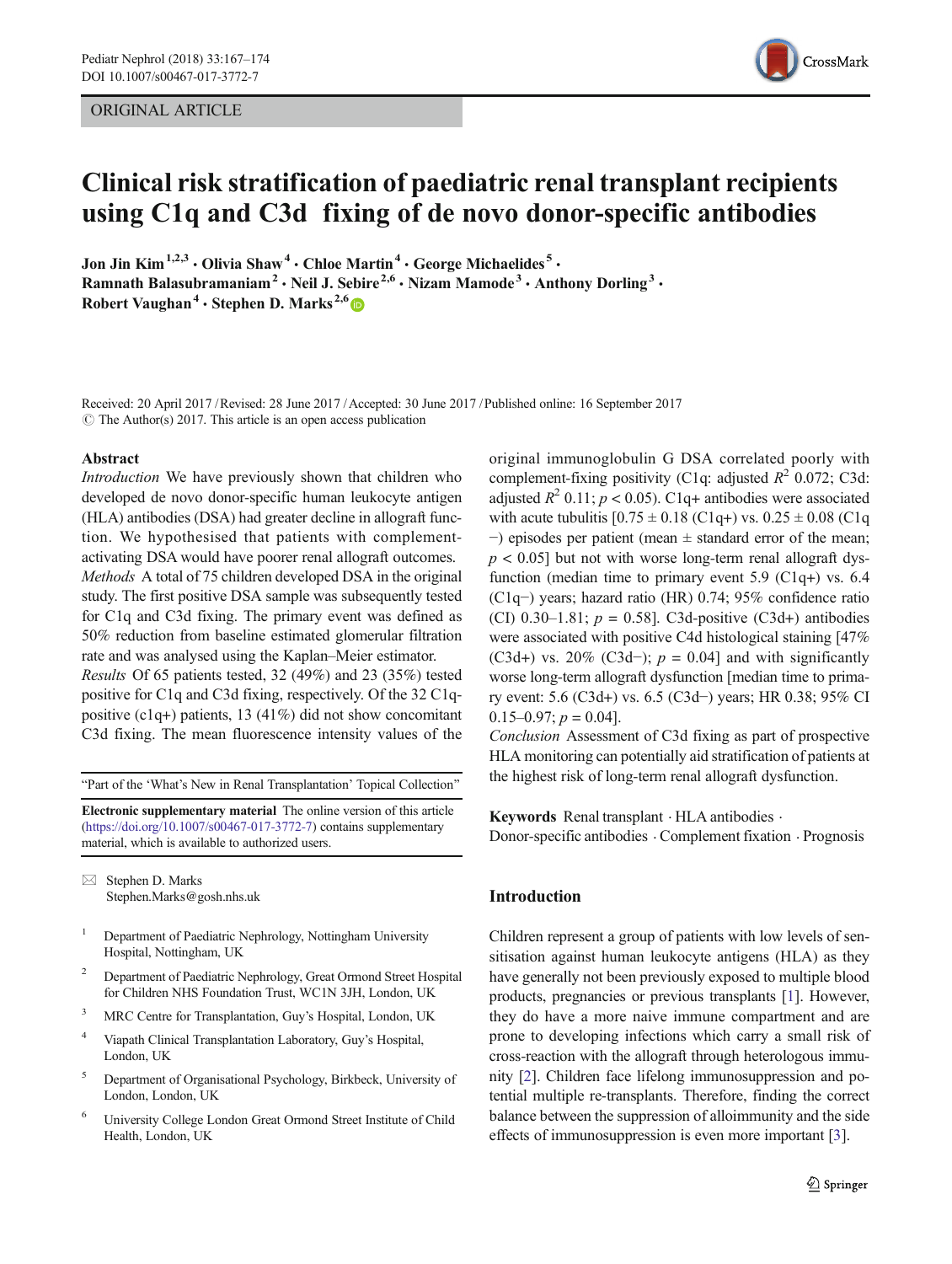ORIGINAL ARTICLE

# Clinical risk stratification of paediatric renal transplant recipients using C1q and C3d fixing of de novo donor-specific antibodies

**Jon Jin Kim**[1,2,3] **· Olivia Shaw**[4] **· Chloe Martin**[4] **· George Michaelides**[5] **· Ramnath Balasubramaniam**[2] **· Neil J. Sebire**[2,6] **· Nizam Mamode**[3] **· Anthony Dorling**[3] **· Robert Vaughan**[4] **· Stephen D. Marks**[2,6]

Received: 20 April 2017 / Revised: 28 June 2017 / Accepted: 30 June 2017 / Published online: 16 September 2017
© The Author(s) 2017. This article is an open access publication

## Abstract

*Introduction* We have previously shown that children who developed de novo donor-specific human leukocyte antigen (HLA) antibodies (DSA) had greater decline in allograft function. We hypothesised that patients with complement-activating DSA would have poorer renal allograft outcomes.

*Methods* A total of 75 children developed DSA in the original study. The first positive DSA sample was subsequently tested for C1q and C3d fixing. The primary event was defined as 50% reduction from baseline estimated glomerular filtration rate and was analysed using the Kaplan–Meier estimator.

*Results* Of 65 patients tested, 32 (49%) and 23 (35%) tested positive for C1q and C3d fixing, respectively. Of the 32 C1q-positive (c1q+) patients, 13 (41%) did not show concomitant C3d fixing. The mean fluorescence intensity values of the original immunoglobulin G DSA correlated poorly with complement-fixing positivity (C1q: adjusted $R^2$ 0.072; C3d: adjusted $R^2$ 0.11; $p < 0.05$). C1q+ antibodies were associated with acute tubulitis [0.75 ± 0.18 (C1q+) vs. 0.25 ± 0.08 (C1q−) episodes per patient (mean ± standard error of the mean; $p < 0.05$] but not with worse long-term renal allograft dysfunction (median time to primary event 5.9 (C1q+) vs. 6.4 (C1q−) years; hazard ratio (HR) 0.74; 95% confidence ratio (CI) 0.30–1.81; $p = 0.58$]. C3d-positive (C3d+) antibodies were associated with positive C4d histological staining [47% (C3d+) vs. 20% (C3d−); $p = 0.04$] and with significantly worse long-term allograft dysfunction [median time to primary event: 5.6 (C3d+) vs. 6.5 (C3d−) years; HR 0.38; 95% CI 0.15–0.97; $p = 0.04$].

*Conclusion* Assessment of C3d fixing as part of prospective HLA monitoring can potentially aid stratification of patients at the highest risk of long-term renal allograft dysfunction.

**Keywords** Renal transplant · HLA antibodies · Donor-specific antibodies · Complement fixation · Prognosis

"Part of the 'What's New in Renal Transplantation' Topical Collection"

**Electronic supplementary material** The online version of this article (https://doi.org/10.1007/s00467-017-3772-7) contains supplementary material, which is available to authorized users.

✉ Stephen D. Marks
Stephen.Marks@gosh.nhs.uk

1. Department of Paediatric Nephrology, Nottingham University Hospital, Nottingham, UK
2. Department of Paediatric Nephrology, Great Ormond Street Hospital for Children NHS Foundation Trust, WC1N 3JH, London, UK
3. MRC Centre for Transplantation, Guy's Hospital, London, UK
4. Viapath Clinical Transplantation Laboratory, Guy's Hospital, London, UK
5. Department of Organisational Psychology, Birkbeck, University of London, London, UK
6. University College London Great Ormond Street Institute of Child Health, London, UK

## Introduction

Children represent a group of patients with low levels of sensitisation against human leukocyte antigens (HLA) as they have generally not been previously exposed to multiple blood products, pregnancies or previous transplants [1]. However, they do have a more naive immune compartment and are prone to developing infections which carry a small risk of cross-reaction with the allograft through heterologous immunity [2]. Children face lifelong immunosuppression and potential multiple re-transplants. Therefore, finding the correct balance between the suppression of alloimmunity and the side effects of immunosuppression is even more important [3].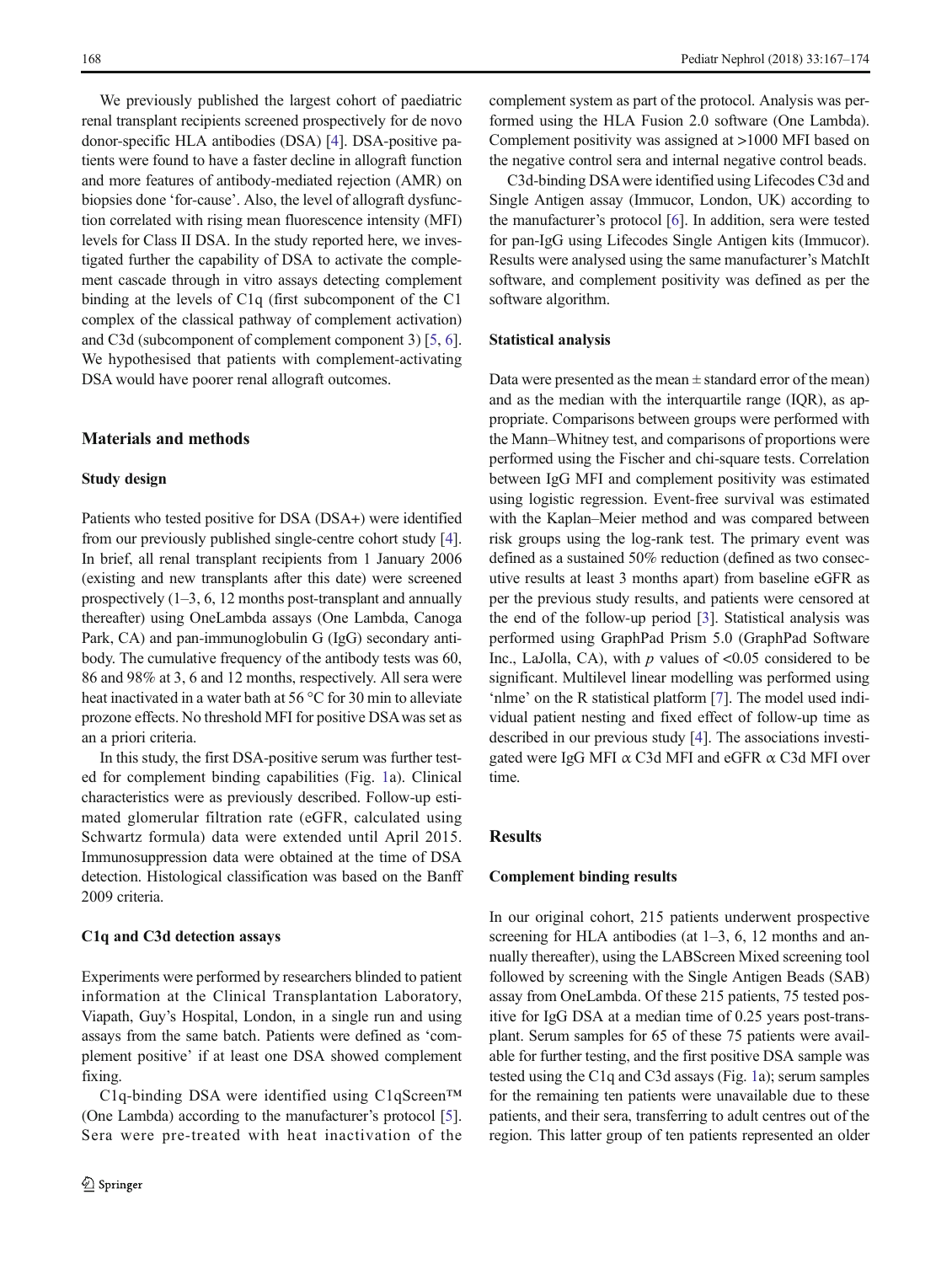We previously published the largest cohort of paediatric renal transplant recipients screened prospectively for de novo donor-specific HLA antibodies (DSA) [4]. DSA-positive patients were found to have a faster decline in allograft function and more features of antibody-mediated rejection (AMR) on biopsies done 'for-cause'. Also, the level of allograft dysfunction correlated with rising mean fluorescence intensity (MFI) levels for Class II DSA. In the study reported here, we investigated further the capability of DSA to activate the complement cascade through in vitro assays detecting complement binding at the levels of C1q (first subcomponent of the C1 complex of the classical pathway of complement activation) and C3d (subcomponent of complement component 3) [5, 6]. We hypothesised that patients with complement-activating DSA would have poorer renal allograft outcomes.

## Materials and methods

### Study design

Patients who tested positive for DSA (DSA+) were identified from our previously published single-centre cohort study [4]. In brief, all renal transplant recipients from 1 January 2006 (existing and new transplants after this date) were screened prospectively (1–3, 6, 12 months post-transplant and annually thereafter) using OneLambda assays (One Lambda, Canoga Park, CA) and pan-immunoglobulin G (IgG) secondary antibody. The cumulative frequency of the antibody tests was 60, 86 and 98% at 3, 6 and 12 months, respectively. All sera were heat inactivated in a water bath at 56 °C for 30 min to alleviate prozone effects. No threshold MFI for positive DSA was set as an a priori criteria.

In this study, the first DSA-positive serum was further tested for complement binding capabilities (Fig. 1a). Clinical characteristics were as previously described. Follow-up estimated glomerular filtration rate (eGFR, calculated using Schwartz formula) data were extended until April 2015. Immunosuppression data were obtained at the time of DSA detection. Histological classification was based on the Banff 2009 criteria.

### C1q and C3d detection assays

Experiments were performed by researchers blinded to patient information at the Clinical Transplantation Laboratory, Viapath, Guy's Hospital, London, in a single run and using assays from the same batch. Patients were defined as 'complement positive' if at least one DSA showed complement fixing.

C1q-binding DSA were identified using C1qScreen™ (One Lambda) according to the manufacturer's protocol [5]. Sera were pre-treated with heat inactivation of the complement system as part of the protocol. Analysis was performed using the HLA Fusion 2.0 software (One Lambda). Complement positivity was assigned at >1000 MFI based on the negative control sera and internal negative control beads.

C3d-binding DSA were identified using Lifecodes C3d and Single Antigen assay (Immucor, London, UK) according to the manufacturer's protocol [6]. In addition, sera were tested for pan-IgG using Lifecodes Single Antigen kits (Immucor). Results were analysed using the same manufacturer's MatchIt software, and complement positivity was defined as per the software algorithm.

### Statistical analysis

Data were presented as the mean ± standard error of the mean) and as the median with the interquartile range (IQR), as appropriate. Comparisons between groups were performed with the Mann–Whitney test, and comparisons of proportions were performed using the Fischer and chi-square tests. Correlation between IgG MFI and complement positivity was estimated using logistic regression. Event-free survival was estimated with the Kaplan–Meier method and was compared between risk groups using the log-rank test. The primary event was defined as a sustained 50% reduction (defined as two consecutive results at least 3 months apart) from baseline eGFR as per the previous study results, and patients were censored at the end of the follow-up period [3]. Statistical analysis was performed using GraphPad Prism 5.0 (GraphPad Software Inc., LaJolla, CA), with $p$ values of <0.05 considered to be significant. Multilevel linear modelling was performed using 'nlme' on the R statistical platform [7]. The model used individual patient nesting and fixed effect of follow-up time as described in our previous study [4]. The associations investigated were IgG MFI $\propto$ C3d MFI and eGFR $\propto$ C3d MFI over time.

## Results

### Complement binding results

In our original cohort, 215 patients underwent prospective screening for HLA antibodies (at 1–3, 6, 12 months and annually thereafter), using the LABScreen Mixed screening tool followed by screening with the Single Antigen Beads (SAB) assay from OneLambda. Of these 215 patients, 75 tested positive for IgG DSA at a median time of 0.25 years post-transplant. Serum samples for 65 of these 75 patients were available for further testing, and the first positive DSA sample was tested using the C1q and C3d assays (Fig. 1a); serum samples for the remaining ten patients were unavailable due to these patients, and their sera, transferring to adult centres out of the region. This latter group of ten patients represented an older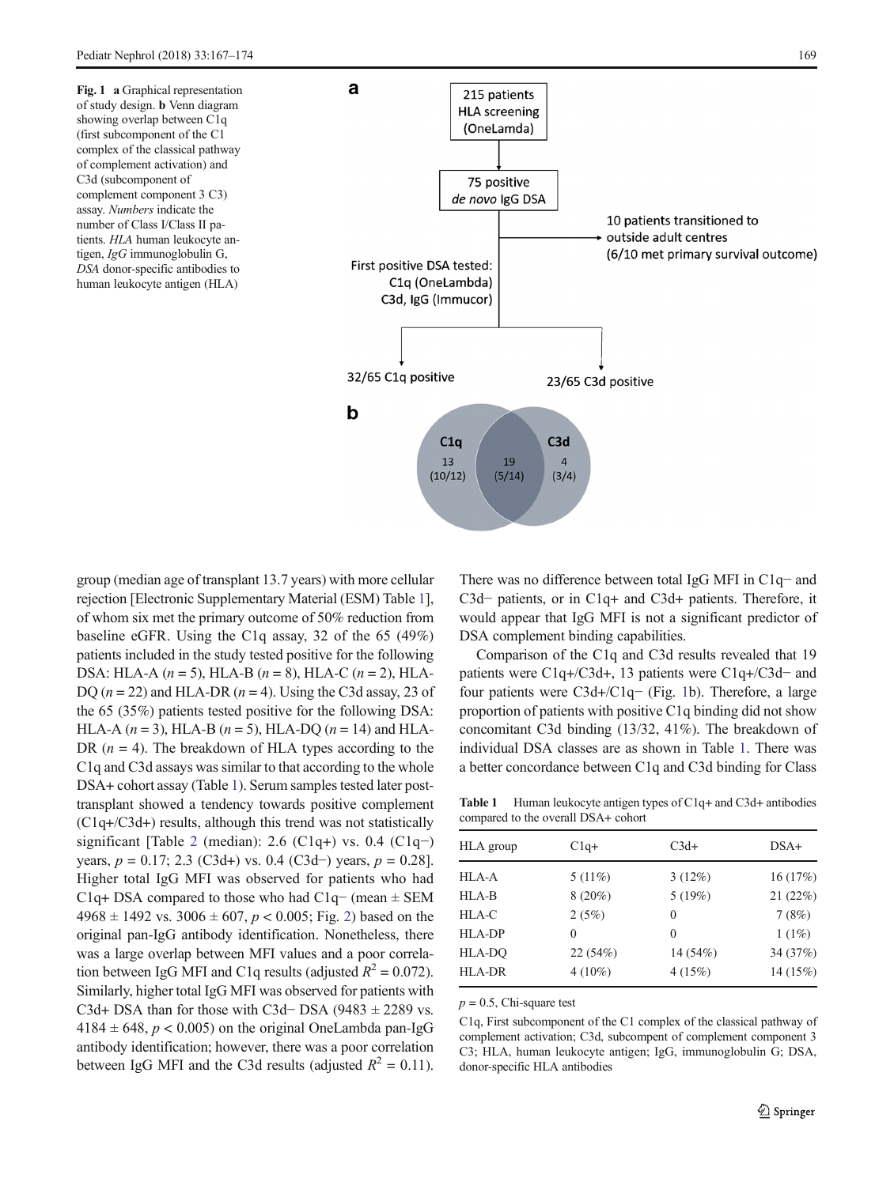**Fig. 1** **a** Graphical representation of study design. **b** Venn diagram showing overlap between C1q (first subcomponent of the C1 complex of the classical pathway of complement activation) and C3d (subcomponent of complement component 3 C3) assay. *Numbers* indicate the number of Class I/Class II patients. *HLA* human leukocyte antigen, *IgG* immunoglobulin G, *DSA* donor-specific antibodies to human leukocyte antigen (HLA)

group (median age of transplant 13.7 years) with more cellular rejection [Electronic Supplementary Material (ESM) Table 1], of whom six met the primary outcome of 50% reduction from baseline eGFR. Using the C1q assay, 32 of the 65 (49%) patients included in the study tested positive for the following DSA: HLA-A ($n = 5$), HLA-B ($n = 8$), HLA-C ($n = 2$), HLA-DQ ($n = 22$) and HLA-DR ($n = 4$). Using the C3d assay, 23 of the 65 (35%) patients tested positive for the following DSA: HLA-A ($n = 3$), HLA-B ($n = 5$), HLA-DQ ($n = 14$) and HLA-DR ($n = 4$). The breakdown of HLA types according to the C1q and C3d assays was similar to that according to the whole DSA+ cohort assay (Table 1). Serum samples tested later post-transplant showed a tendency towards positive complement (C1q+/C3d+) results, although this trend was not statistically significant [Table 2 (median): 2.6 (C1q+) vs. 0.4 (C1q−) years, $p = 0.17$; 2.3 (C3d+) vs. 0.4 (C3d−) years, $p = 0.28$]. Higher total IgG MFI was observed for patients who had C1q+ DSA compared to those who had C1q− (mean ± SEM 4968 ± 1492 vs. 3006 ± 607, $p < 0.005$; Fig. 2) based on the original pan-IgG antibody identification. Nonetheless, there was a large overlap between MFI values and a poor correlation between IgG MFI and C1q results (adjusted $R^2 = 0.072$). Similarly, higher total IgG MFI was observed for patients with C3d+ DSA than for those with C3d− DSA (9483 ± 2289 vs. 4184 ± 648, $p < 0.005$) on the original OneLambda pan-IgG antibody identification; however, there was a poor correlation between IgG MFI and the C3d results (adjusted $R^2 = 0.11$). There was no difference between total IgG MFI in C1q− and C3d− patients, or in C1q+ and C3d+ patients. Therefore, it would appear that IgG MFI is not a significant predictor of DSA complement binding capabilities.

Comparison of the C1q and C3d results revealed that 19 patients were C1q+/C3d+, 13 patients were C1q+/C3d− and four patients were C3d+/C1q− (Fig. 1b). Therefore, a large proportion of patients with positive C1q binding did not show concomitant C3d binding (13/32, 41%). The breakdown of individual DSA classes are as shown in Table 1. There was a better concordance between C1q and C3d binding for Class

**Table 1** Human leukocyte antigen types of C1q+ and C3d+ antibodies compared to the overall DSA+ cohort

| HLA group | C1q+ | C3d+ | DSA+ |
|---|---|---|---|
| HLA-A | 5 (11%) | 3 (12%) | 16 (17%) |
| HLA-B | 8 (20%) | 5 (19%) | 21 (22%) |
| HLA-C | 2 (5%) | 0 | 7 (8%) |
| HLA-DP | 0 | 0 | 1 (1%) |
| HLA-DQ | 22 (54%) | 14 (54%) | 34 (37%) |
| HLA-DR | 4 (10%) | 4 (15%) | 14 (15%) |

$p = 0.5$, Chi-square test

C1q, First subcomponent of the C1 complex of the classical pathway of complement activation; C3d, subcompent of complement component 3 C3; HLA, human leukocyte antigen; IgG, immunoglobulin G; DSA, donor-specific HLA antibodies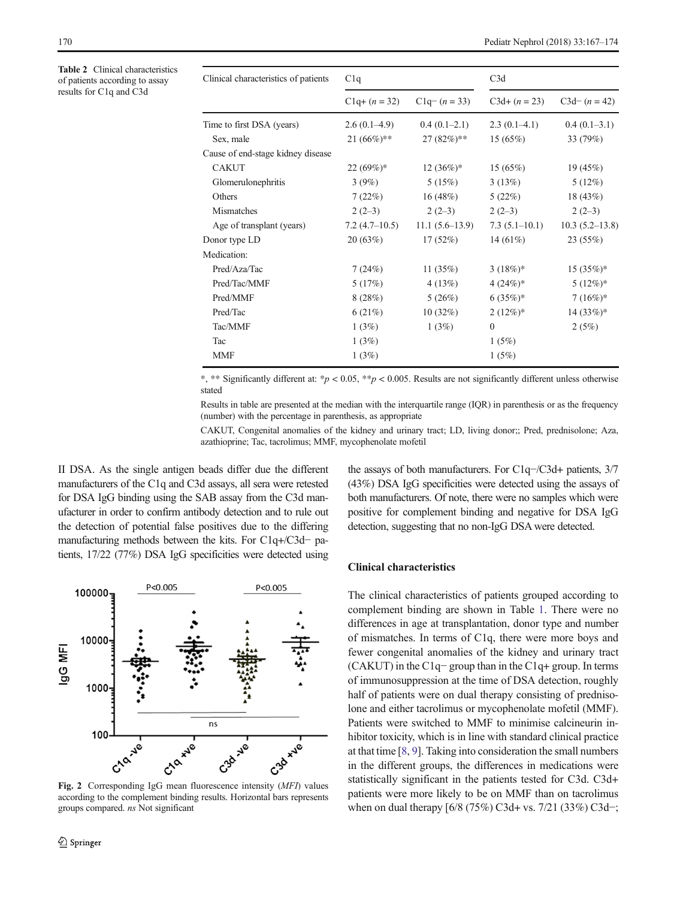**Table 2** Clinical characteristics of patients according to assay results for C1q and C3d

| Clinical characteristics of patients | C1q | | C3d | |
|---|---|---|---|---|
| | C1q+ ($n = 32$) | C1q− ($n = 33$) | C3d+ ($n = 23$) | C3d− ($n = 42$) |
| Time to first DSA (years) | 2.6 (0.1–4.9) | 0.4 (0.1–2.1) | 2.3 (0.1–4.1) | 0.4 (0.1–3.1) |
| Sex, male | 21 (66%)** | 27 (82%)** | 15 (65%) | 33 (79%) |
| Cause of end-stage kidney disease | | | | |
| CAKUT | 22 (69%)* | 12 (36%)* | 15 (65%) | 19 (45%) |
| Glomerulonephritis | 3 (9%) | 5 (15%) | 3 (13%) | 5 (12%) |
| Others | 7 (22%) | 16 (48%) | 5 (22%) | 18 (43%) |
| Mismatches | 2 (2–3) | 2 (2–3) | 2 (2–3) | 2 (2–3) |
| Age of transplant (years) | 7.2 (4.7–10.5) | 11.1 (5.6–13.9) | 7.3 (5.1–10.1) | 10.3 (5.2–13.8) |
| Donor type LD | 20 (63%) | 17 (52%) | 14 (61%) | 23 (55%) |
| Medication: | | | | |
| Pred/Aza/Tac | 7 (24%) | 11 (35%) | 3 (18%)* | 15 (35%)* |
| Pred/Tac/MMF | 5 (17%) | 4 (13%) | 4 (24%)* | 5 (12%)* |
| Pred/MMF | 8 (28%) | 5 (26%) | 6 (35%)* | 7 (16%)* |
| Pred/Tac | 6 (21%) | 10 (32%) | 2 (12%)* | 14 (33%)* |
| Tac/MMF | 1 (3%) | 1 (3%) | 0 | 2 (5%) |
| Tac | 1 (3%) | | 1 (5%) | |
| MMF | 1 (3%) | | 1 (5%) | |

*, ** Significantly different at: *$p < 0.05$, **$p < 0.005$. Results are not significantly different unless otherwise stated

Results in table are presented at the median with the interquartile range (IQR) in parenthesis or as the frequency (number) with the percentage in parenthesis, as appropriate

CAKUT, Congenital anomalies of the kidney and urinary tract; LD, living donor;; Pred, prednisolone; Aza, azathioprine; Tac, tacrolimus; MMF, mycophenolate mofetil

II DSA. As the single antigen beads differ due the different manufacturers of the C1q and C3d assays, all sera were retested for DSA IgG binding using the SAB assay from the C3d manufacturer in order to confirm antibody detection and to rule out the detection of potential false positives due to the differing manufacturing methods between the kits. For C1q+/C3d− patients, 17/22 (77%) DSA IgG specificities were detected using the assays of both manufacturers. For C1q−/C3d+ patients, 3/7 (43%) DSA IgG specificities were detected using the assays of both manufacturers. Of note, there were no samples which were positive for complement binding and negative for DSA IgG detection, suggesting that no non-IgG DSA were detected.

**Fig. 2** Corresponding IgG mean fluorescence intensity (*MFI*) values according to the complement binding results. Horizontal bars represents groups compared. *ns* Not significant

### Clinical characteristics

The clinical characteristics of patients grouped according to complement binding are shown in Table 1. There were no differences in age at transplantation, donor type and number of mismatches. In terms of C1q, there were more boys and fewer congenital anomalies of the kidney and urinary tract (CAKUT) in the C1q− group than in the C1q+ group. In terms of immunosuppression at the time of DSA detection, roughly half of patients were on dual therapy consisting of prednisolone and either tacrolimus or mycophenolate mofetil (MMF). Patients were switched to MMF to minimise calcineurin inhibitor toxicity, which is in line with standard clinical practice at that time [8, 9]. Taking into consideration the small numbers in the different groups, the differences in medications were statistically significant in the patients tested for C3d. C3d+ patients were more likely to be on MMF than on tacrolimus when on dual therapy [6/8 (75%) C3d+ vs. 7/21 (33%) C3d−;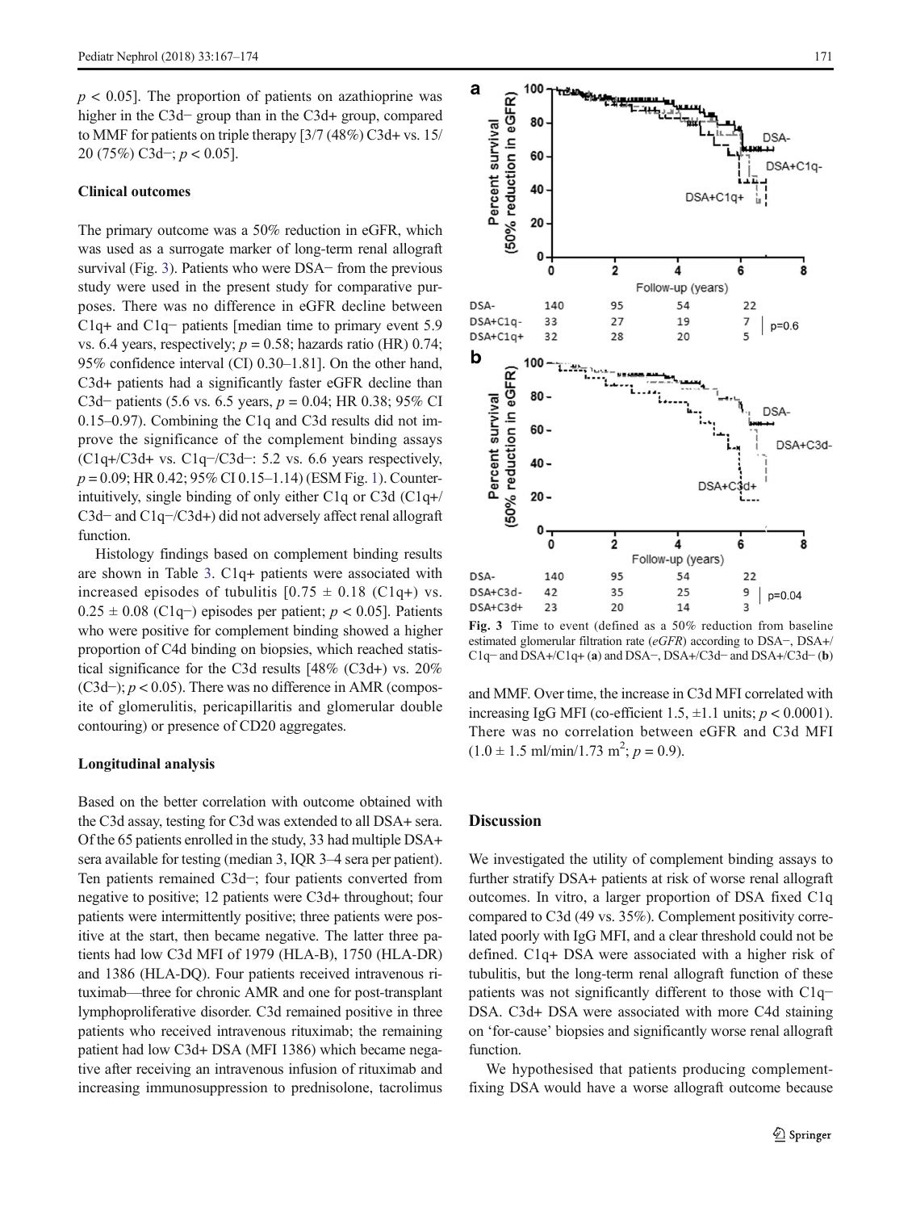$p < 0.05$]. The proportion of patients on azathioprine was higher in the C3d− group than in the C3d+ group, compared to MMF for patients on triple therapy [3/7 (48%) C3d+ vs. 15/20 (75%) C3d−; $p < 0.05$].

### Clinical outcomes

The primary outcome was a 50% reduction in eGFR, which was used as a surrogate marker of long-term renal allograft survival (Fig. 3). Patients who were DSA− from the previous study were used in the present study for comparative purposes. There was no difference in eGFR decline between C1q+ and C1q− patients [median time to primary event 5.9 vs. 6.4 years, respectively; $p = 0.58$; hazards ratio (HR) 0.74; 95% confidence interval (CI) 0.30–1.81]. On the other hand, C3d+ patients had a significantly faster eGFR decline than C3d− patients (5.6 vs. 6.5 years, $p = 0.04$; HR 0.38; 95% CI 0.15–0.97). Combining the C1q and C3d results did not improve the significance of the complement binding assays (C1q+/C3d+ vs. C1q−/C3d−: 5.2 vs. 6.6 years respectively, $p = 0.09$; HR 0.42; 95% CI 0.15–1.14) (ESM Fig. 1). Counter-intuitively, single binding of only either C1q or C3d (C1q+/C3d− and C1q−/C3d+) did not adversely affect renal allograft function.

Histology findings based on complement binding results are shown in Table 3. C1q+ patients were associated with increased episodes of tubulitis [$0.75 \pm 0.18$ (C1q+) vs. $0.25 \pm 0.08$ (C1q−) episodes per patient; $p < 0.05$]. Patients who were positive for complement binding showed a higher proportion of C4d binding on biopsies, which reached statistical significance for the C3d results [48% (C3d+) vs. 20% (C3d−); $p < 0.05$). There was no difference in AMR (composite of glomerulitis, pericapillaritis and glomerular double contouring) or presence of CD20 aggregates.

### Longitudinal analysis

Based on the better correlation with outcome obtained with the C3d assay, testing for C3d was extended to all DSA+ sera. Of the 65 patients enrolled in the study, 33 had multiple DSA+ sera available for testing (median 3, IQR 3–4 sera per patient). Ten patients remained C3d−; four patients converted from negative to positive; 12 patients were C3d+ throughout; four patients were intermittently positive; three patients were positive at the start, then became negative. The latter three patients had low C3d MFI of 1979 (HLA-B), 1750 (HLA-DR) and 1386 (HLA-DQ). Four patients received intravenous rituximab—three for chronic AMR and one for post-transplant lymphoproliferative disorder. C3d remained positive in three patients who received intravenous rituximab; the remaining patient had low C3d+ DSA (MFI 1386) which became negative after receiving an intravenous infusion of rituximab and increasing immunosuppression to prednisolone, tacrolimus and MMF. Over time, the increase in C3d MFI correlated with increasing IgG MFI (co-efficient 1.5, ±1.1 units; $p < 0.0001$). There was no correlation between eGFR and C3d MFI ($1.0 \pm 1.5$ ml/min/1.73 $m^2$; $p = 0.9$).

Fig. 3 Time to event (defined as a 50% reduction from baseline estimated glomerular filtration rate (*eGFR*) according to DSA−, DSA+/C1q− and DSA+/C1q+ (**a**) and DSA−, DSA+/C3d− and DSA+/C3d− (**b**)

## Discussion

We investigated the utility of complement binding assays to further stratify DSA+ patients at risk of worse renal allograft outcomes. In vitro, a larger proportion of DSA fixed C1q compared to C3d (49 vs. 35%). Complement positivity correlated poorly with IgG MFI, and a clear threshold could not be defined. C1q+ DSA were associated with a higher risk of tubulitis, but the long-term renal allograft function of these patients was not significantly different to those with C1q− DSA. C3d+ DSA were associated with more C4d staining on 'for-cause' biopsies and significantly worse renal allograft function.

We hypothesised that patients producing complement-fixing DSA would have a worse allograft outcome because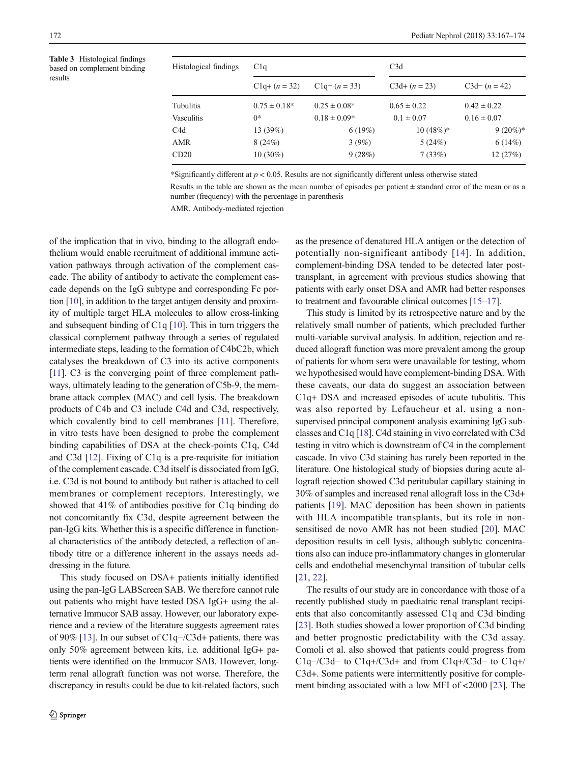**Table 3** Histological findings based on complement binding results

| Histological findings | C1q | | C3d | |
|---|---|---|---|---|
| | C1q+ (n = 32) | C1q− (n = 33) | C3d+ (n = 23) | C3d− (n = 42) |
| Tubulitis | 0.75 ± 0.18* | 0.25 ± 0.08* | 0.65 ± 0.22 | 0.42 ± 0.22 |
| Vasculitis | 0* | 0.18 ± 0.09* | 0.1 ± 0.07 | 0.16 ± 0.07 |
| C4d | 13 (39%) | 6 (19%) | 10 (48%)* | 9 (20%)* |
| AMR | 8 (24%) | 3 (9%) | 5 (24%) | 6 (14%) |
| CD20 | 10 (30%) | 9 (28%) | 7 (33%) | 12 (27%) |

*Significantly different at $p < 0.05$. Results are not significantly different unless otherwise stated

Results in the table are shown as the mean number of episodes per patient ± standard error of the mean or as a number (frequency) with the percentage in parenthesis

AMR, Antibody-mediated rejection

of the implication that in vivo, binding to the allograft endothelium would enable recruitment of additional immune activation pathways through activation of the complement cascade. The ability of antibody to activate the complement cascade depends on the IgG subtype and corresponding Fc portion [10], in addition to the target antigen density and proximity of multiple target HLA molecules to allow cross-linking and subsequent binding of C1q [10]. This in turn triggers the classical complement pathway through a series of regulated intermediate steps, leading to the formation of C4bC2b, which catalyses the breakdown of C3 into its active components [11]. C3 is the converging point of three complement pathways, ultimately leading to the generation of C5b-9, the membrane attack complex (MAC) and cell lysis. The breakdown products of C4b and C3 include C4d and C3d, respectively, which covalently bind to cell membranes [11]. Therefore, in vitro tests have been designed to probe the complement binding capabilities of DSA at the check-points C1q, C4d and C3d [12]. Fixing of C1q is a pre-requisite for initiation of the complement cascade. C3d itself is dissociated from IgG, i.e. C3d is not bound to antibody but rather is attached to cell membranes or complement receptors. Interestingly, we showed that 41% of antibodies positive for C1q binding do not concomitantly fix C3d, despite agreement between the pan-IgG kits. Whether this is a specific difference in functional characteristics of the antibody detected, a reflection of antibody titre or a difference inherent in the assays needs addressing in the future.

This study focused on DSA+ patients initially identified using the pan-IgG LABScreen SAB. We therefore cannot rule out patients who might have tested DSA IgG+ using the alternative Immucor SAB assay. However, our laboratory experience and a review of the literature suggests agreement rates of 90% [13]. In our subset of C1q−/C3d+ patients, there was only 50% agreement between kits, i.e. additional IgG+ patients were identified on the Immucor SAB. However, long-term renal allograft function was not worse. Therefore, the discrepancy in results could be due to kit-related factors, such as the presence of denatured HLA antigen or the detection of potentially non-significant antibody [14]. In addition, complement-binding DSA tended to be detected later post-transplant, in agreement with previous studies showing that patients with early onset DSA and AMR had better responses to treatment and favourable clinical outcomes [15–17].

This study is limited by its retrospective nature and by the relatively small number of patients, which precluded further multi-variable survival analysis. In addition, rejection and reduced allograft function was more prevalent among the group of patients for whom sera were unavailable for testing, whom we hypothesised would have complement-binding DSA. With these caveats, our data do suggest an association between C1q+ DSA and increased episodes of acute tubulitis. This was also reported by Lefaucheur et al. using a non-supervised principal component analysis examining IgG subclasses and C1q [18]. C4d staining in vivo correlated with C3d testing in vitro which is downstream of C4 in the complement cascade. In vivo C3d staining has rarely been reported in the literature. One histological study of biopsies during acute allograft rejection showed C3d peritubular capillary staining in 30% of samples and increased renal allograft loss in the C3d+ patients [19]. MAC deposition has been shown in patients with HLA incompatible transplants, but its role in non-sensitised de novo AMR has not been studied [20]. MAC deposition results in cell lysis, although sublytic concentrations also can induce pro-inflammatory changes in glomerular cells and endothelial mesenchymal transition of tubular cells [21, 22].

The results of our study are in concordance with those of a recently published study in paediatric renal transplant recipients that also concomitantly assessed C1q and C3d binding [23]. Both studies showed a lower proportion of C3d binding and better prognostic predictability with the C3d assay. Comoli et al. also showed that patients could progress from C1q−/C3d− to C1q+/C3d+ and from C1q+/C3d− to C1q+/C3d+. Some patients were intermittently positive for complement binding associated with a low MFI of <2000 [23]. The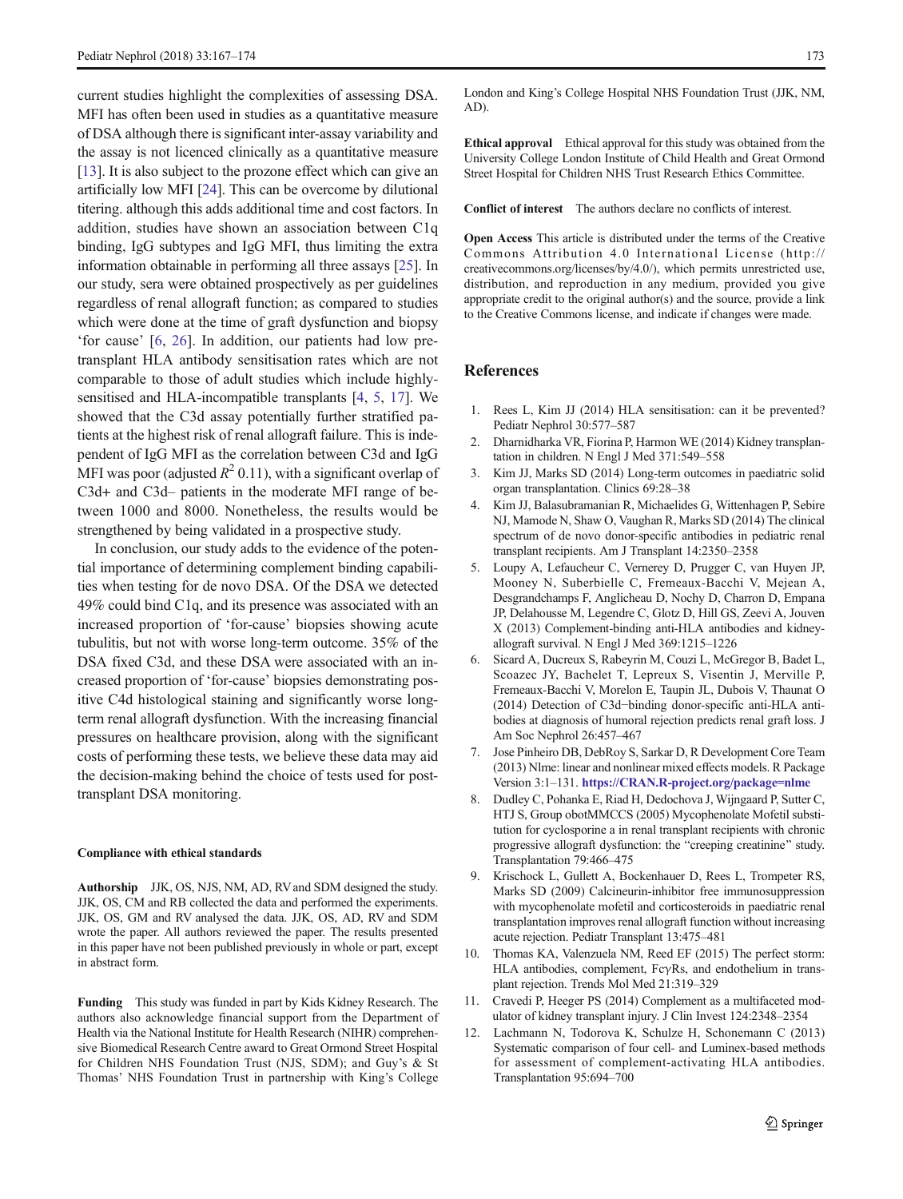current studies highlight the complexities of assessing DSA. MFI has often been used in studies as a quantitative measure of DSA although there is significant inter-assay variability and the assay is not licenced clinically as a quantitative measure [13]. It is also subject to the prozone effect which can give an artificially low MFI [24]. This can be overcome by dilutional titering. although this adds additional time and cost factors. In addition, studies have shown an association between C1q binding, IgG subtypes and IgG MFI, thus limiting the extra information obtainable in performing all three assays [25]. In our study, sera were obtained prospectively as per guidelines regardless of renal allograft function; as compared to studies which were done at the time of graft dysfunction and biopsy 'for cause' [6, 26]. In addition, our patients had low pre-transplant HLA antibody sensitisation rates which are not comparable to those of adult studies which include highly-sensitised and HLA-incompatible transplants [4, 5, 17]. We showed that the C3d assay potentially further stratified patients at the highest risk of renal allograft failure. This is independent of IgG MFI as the correlation between C3d and IgG MFI was poor (adjusted $R^2$ 0.11), with a significant overlap of C3d+ and C3d– patients in the moderate MFI range of between 1000 and 8000. Nonetheless, the results would be strengthened by being validated in a prospective study.

In conclusion, our study adds to the evidence of the potential importance of determining complement binding capabilities when testing for de novo DSA. Of the DSA we detected 49% could bind C1q, and its presence was associated with an increased proportion of 'for-cause' biopsies showing acute tubulitis, but not with worse long-term outcome. 35% of the DSA fixed C3d, and these DSA were associated with an increased proportion of 'for-cause' biopsies demonstrating positive C4d histological staining and significantly worse long-term renal allograft dysfunction. With the increasing financial pressures on healthcare provision, along with the significant costs of performing these tests, we believe these data may aid the decision-making behind the choice of tests used for post-transplant DSA monitoring.

#### Compliance with ethical standards

**Authorship** JJK, OS, NJS, NM, AD, RV and SDM designed the study. JJK, OS, CM and RB collected the data and performed the experiments. JJK, OS, GM and RV analysed the data. JJK, OS, AD, RV and SDM wrote the paper. All authors reviewed the paper. The results presented in this paper have not been published previously in whole or part, except in abstract form.

**Funding** This study was funded in part by Kids Kidney Research. The authors also acknowledge financial support from the Department of Health via the National Institute for Health Research (NIHR) comprehensive Biomedical Research Centre award to Great Ormond Street Hospital for Children NHS Foundation Trust (NJS, SDM); and Guy's & St Thomas' NHS Foundation Trust in partnership with King's College London and King's College Hospital NHS Foundation Trust (JJK, NM, AD).

**Ethical approval** Ethical approval for this study was obtained from the University College London Institute of Child Health and Great Ormond Street Hospital for Children NHS Trust Research Ethics Committee.

**Conflict of interest** The authors declare no conflicts of interest.

**Open Access** This article is distributed under the terms of the Creative Commons Attribution 4.0 International License (http://creativecommons.org/licenses/by/4.0/), which permits unrestricted use, distribution, and reproduction in any medium, provided you give appropriate credit to the original author(s) and the source, provide a link to the Creative Commons license, and indicate if changes were made.

## References

1. Rees L, Kim JJ (2014) HLA sensitisation: can it be prevented? Pediatr Nephrol 30:577–587
2. Dharnidharka VR, Fiorina P, Harmon WE (2014) Kidney transplantation in children. N Engl J Med 371:549–558
3. Kim JJ, Marks SD (2014) Long-term outcomes in paediatric solid organ transplantation. Clinics 69:28–38
4. Kim JJ, Balasubramanian R, Michaelides G, Wittenhagen P, Sebire NJ, Mamode N, Shaw O, Vaughan R, Marks SD (2014) The clinical spectrum of de novo donor-specific antibodies in pediatric renal transplant recipients. Am J Transplant 14:2350–2358
5. Loupy A, Lefaucheur C, Vernerey D, Prugger C, van Huyen JP, Mooney N, Suberbielle C, Fremeaux-Bacchi V, Mejean A, Desgrandchamps F, Anglicheau D, Nochy D, Charron D, Empana JP, Delahousse M, Legendre C, Glotz D, Hill GS, Zeevi A, Jouven X (2013) Complement-binding anti-HLA antibodies and kidney-allograft survival. N Engl J Med 369:1215–1226
6. Sicard A, Ducreux S, Rabeyrin M, Couzi L, McGregor B, Badet L, Scoazec JY, Bachelet T, Lepreux S, Visentin J, Merville P, Fremeaux-Bacchi V, Morelon E, Taupin JL, Dubois V, Thaunat O (2014) Detection of C3d–binding donor-specific anti-HLA antibodies at diagnosis of humoral rejection predicts renal graft loss. J Am Soc Nephrol 26:457–467
7. Jose Pinheiro DB, DebRoy S, Sarkar D, R Development Core Team (2013) Nlme: linear and nonlinear mixed effects models. R Package Version 3:1–131. https://CRAN.R-project.org/package=nlme
8. Dudley C, Pohanka E, Riad H, Dedochova J, Wijngaard P, Sutter C, HTJ S, Group obotMMCCS (2005) Mycophenolate Mofetil substitution for cyclosporine a in renal transplant recipients with chronic progressive allograft dysfunction: the "creeping creatinine" study. Transplantation 79:466–475
9. Krischock L, Gullett A, Bockenhauer D, Rees L, Trompeter RS, Marks SD (2009) Calcineurin-inhibitor free immunosuppression with mycophenolate mofetil and corticosteroids in paediatric renal transplantation improves renal allograft function without increasing acute rejection. Pediatr Transplant 13:475–481
10. Thomas KA, Valenzuela NM, Reed EF (2015) The perfect storm: HLA antibodies, complement, FcγRs, and endothelium in transplant rejection. Trends Mol Med 21:319–329
11. Cravedi P, Heeger PS (2014) Complement as a multifaceted modulator of kidney transplant injury. J Clin Invest 124:2348–2354
12. Lachmann N, Todorova K, Schulze H, Schonemann C (2013) Systematic comparison of four cell- and Luminex-based methods for assessment of complement-activating HLA antibodies. Transplantation 95:694–700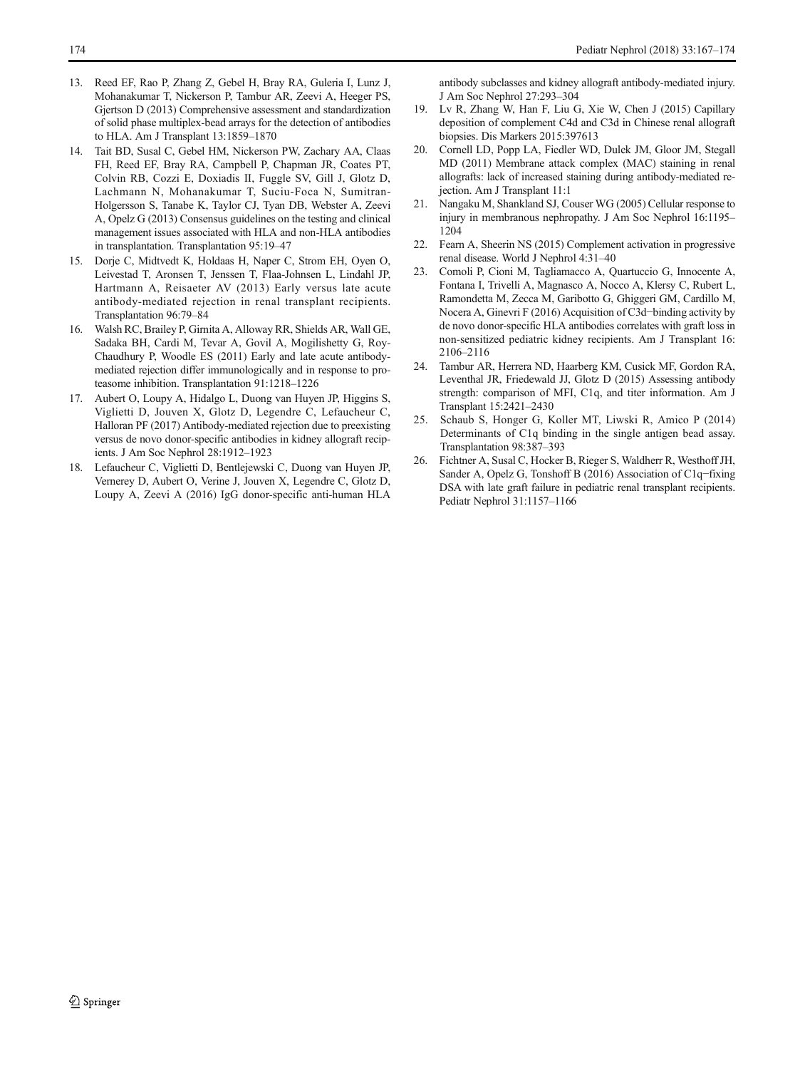13. Reed EF, Rao P, Zhang Z, Gebel H, Bray RA, Guleria I, Lunz J, Mohanakumar T, Nickerson P, Tambur AR, Zeevi A, Heeger PS, Gjertson D (2013) Comprehensive assessment and standardization of solid phase multiplex-bead arrays for the detection of antibodies to HLA. Am J Transplant 13:1859–1870
14. Tait BD, Susal C, Gebel HM, Nickerson PW, Zachary AA, Claas FH, Reed EF, Bray RA, Campbell P, Chapman JR, Coates PT, Colvin RB, Cozzi E, Doxiadis II, Fuggle SV, Gill J, Glotz D, Lachmann N, Mohanakumar T, Suciu-Foca N, Sumitran-Holgersson S, Tanabe K, Taylor CJ, Tyan DB, Webster A, Zeevi A, Opelz G (2013) Consensus guidelines on the testing and clinical management issues associated with HLA and non-HLA antibodies in transplantation. Transplantation 95:19–47
15. Dorje C, Midtvedt K, Holdaas H, Naper C, Strom EH, Oyen O, Leivestad T, Aronsen T, Jenssen T, Flaa-Johnsen L, Lindahl JP, Hartmann A, Reisaeter AV (2013) Early versus late acute antibody-mediated rejection in renal transplant recipients. Transplantation 96:79–84
16. Walsh RC, Brailey P, Girnita A, Alloway RR, Shields AR, Wall GE, Sadaka BH, Cardi M, Tevar A, Govil A, Mogilishetty G, Roy-Chaudhury P, Woodle ES (2011) Early and late acute antibody-mediated rejection differ immunologically and in response to proteasome inhibition. Transplantation 91:1218–1226
17. Aubert O, Loupy A, Hidalgo L, Duong van Huyen JP, Higgins S, Viglietti D, Jouven X, Glotz D, Legendre C, Lefaucheur C, Halloran PF (2017) Antibody-mediated rejection due to preexisting versus de novo donor-specific antibodies in kidney allograft recipients. J Am Soc Nephrol 28:1912–1923
18. Lefaucheur C, Viglietti D, Bentlejewski C, Duong van Huyen JP, Vernerey D, Aubert O, Verine J, Jouven X, Legendre C, Glotz D, Loupy A, Zeevi A (2016) IgG donor-specific anti-human HLA antibody subclasses and kidney allograft antibody-mediated injury. J Am Soc Nephrol 27:293–304
19. Lv R, Zhang W, Han F, Liu G, Xie W, Chen J (2015) Capillary deposition of complement C4d and C3d in Chinese renal allograft biopsies. Dis Markers 2015:397613
20. Cornell LD, Popp LA, Fiedler WD, Dulek JM, Gloor JM, Stegall MD (2011) Membrane attack complex (MAC) staining in renal allografts: lack of increased staining during antibody-mediated rejection. Am J Transplant 11:1
21. Nangaku M, Shankland SJ, Couser WG (2005) Cellular response to injury in membranous nephropathy. J Am Soc Nephrol 16:1195–1204
22. Fearn A, Sheerin NS (2015) Complement activation in progressive renal disease. World J Nephrol 4:31–40
23. Comoli P, Cioni M, Tagliamacco A, Quartuccio G, Innocente A, Fontana I, Trivelli A, Magnasco A, Nocco A, Klersy C, Rubert L, Ramondetta M, Zecca M, Garibotto G, Ghiggeri GM, Cardillo M, Nocera A, Ginevri F (2016) Acquisition of C3d−binding activity by de novo donor-specific HLA antibodies correlates with graft loss in non-sensitized pediatric kidney recipients. Am J Transplant 16: 2106–2116
24. Tambur AR, Herrera ND, Haarberg KM, Cusick MF, Gordon RA, Leventhal JR, Friedewald JJ, Glotz D (2015) Assessing antibody strength: comparison of MFI, C1q, and titer information. Am J Transplant 15:2421–2430
25. Schaub S, Honger G, Koller MT, Liwski R, Amico P (2014) Determinants of C1q binding in the single antigen bead assay. Transplantation 98:387–393
26. Fichtner A, Susal C, Hocker B, Rieger S, Waldherr R, Westhoff JH, Sander A, Opelz G, Tonshoff B (2016) Association of C1q−fixing DSA with late graft failure in pediatric renal transplant recipients. Pediatr Nephrol 31:1157–1166